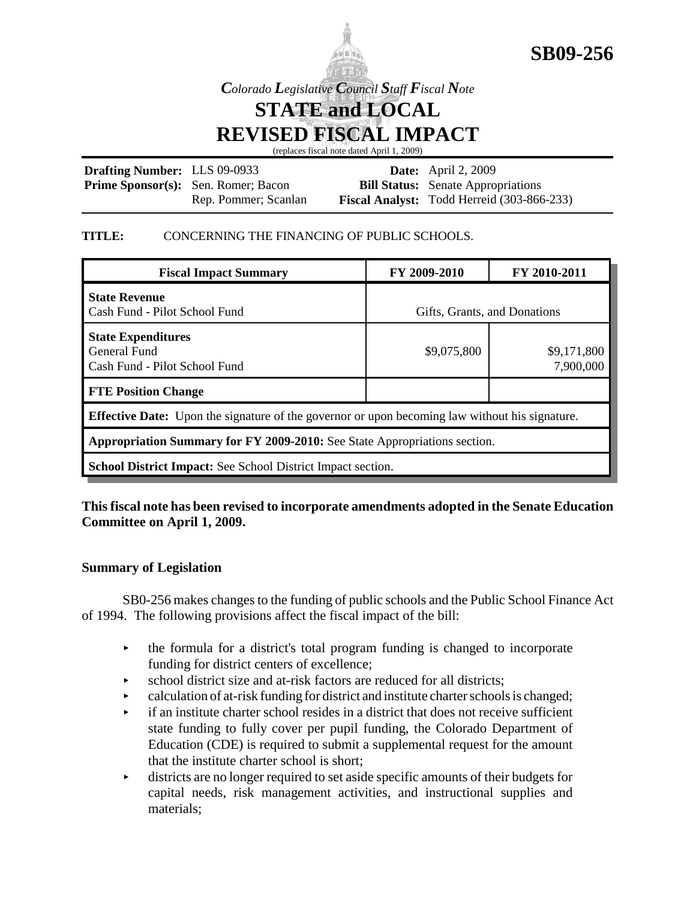# SB09-256

*Colorado Legislative Council Staff Fiscal Note*

## STATE and LOCAL REVISED FISCAL IMPACT

(replaces fiscal note dated April 1, 2009)

| | | | |
|---|---|---|---|
| **Drafting Number:** | LLS 09-0933 | **Date:** | April 2, 2009 |
| **Prime Sponsor(s):** | Sen. Romer; Bacon<br>Rep. Pommer; Scanlan | **Bill Status:** | Senate Appropriations |
| | | **Fiscal Analyst:** | Todd Herreid (303-866-233) |

**TITLE:** CONCERNING THE FINANCING OF PUBLIC SCHOOLS.

| Fiscal Impact Summary | FY 2009-2010 | FY 2010-2011 |
|---|---|---|
| **State Revenue**<br>Cash Fund - Pilot School Fund | Gifts, Grants, and Donations | |
| **State Expenditures**<br>General Fund<br>Cash Fund - Pilot School Fund | $9,075,800 | $9,171,800<br>7,900,000 |
| **FTE Position Change** | | |
| **Effective Date:** Upon the signature of the governor or upon becoming law without his signature. | | |
| **Appropriation Summary for FY 2009-2010:** See State Appropriations section. | | |
| **School District Impact:** See School District Impact section. | | |

**This fiscal note has been revised to incorporate amendments adopted in the Senate Education Committee on April 1, 2009.**

### Summary of Legislation

SB0-256 makes changes to the funding of public schools and the Public School Finance Act of 1994. The following provisions affect the fiscal impact of the bill:

- the formula for a district's total program funding is changed to incorporate funding for district centers of excellence;
- school district size and at-risk factors are reduced for all districts;
- calculation of at-risk funding for district and institute charter schools is changed;
- if an institute charter school resides in a district that does not receive sufficient state funding to fully cover per pupil funding, the Colorado Department of Education (CDE) is required to submit a supplemental request for the amount that the institute charter school is short;
- districts are no longer required to set aside specific amounts of their budgets for capital needs, risk management activities, and instructional supplies and materials;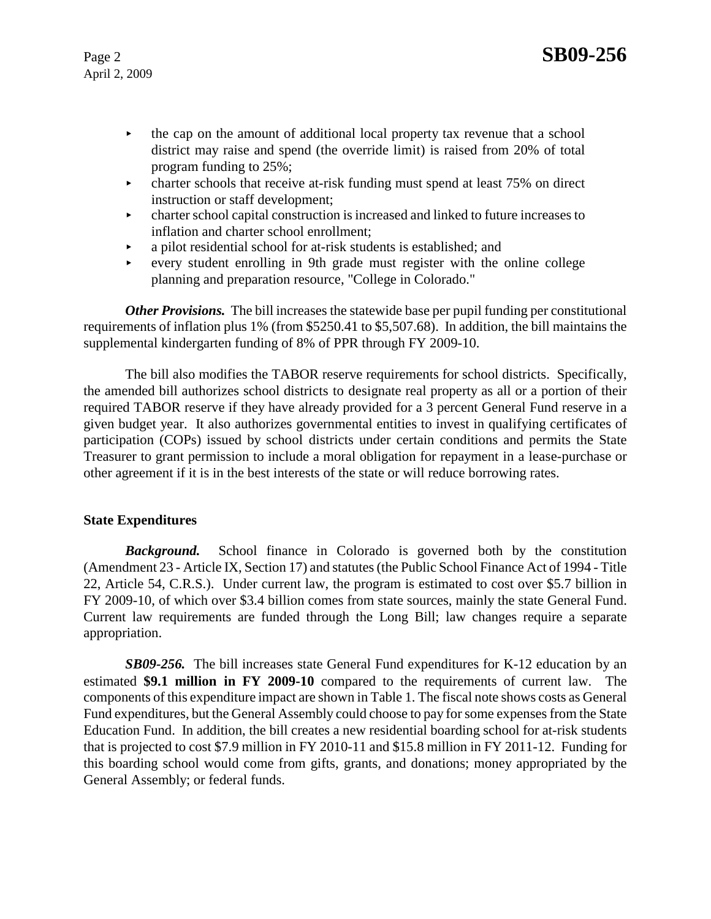- the cap on the amount of additional local property tax revenue that a school district may raise and spend (the override limit) is raised from 20% of total program funding to 25%;
- charter schools that receive at-risk funding must spend at least 75% on direct instruction or staff development;
- charter school capital construction is increased and linked to future increases to inflation and charter school enrollment;
- a pilot residential school for at-risk students is established; and
- every student enrolling in 9th grade must register with the online college planning and preparation resource, "College in Colorado."

***Other Provisions.*** The bill increases the statewide base per pupil funding per constitutional requirements of inflation plus 1% (from $5250.41 to $5,507.68). In addition, the bill maintains the supplemental kindergarten funding of 8% of PPR through FY 2009-10.

The bill also modifies the TABOR reserve requirements for school districts. Specifically, the amended bill authorizes school districts to designate real property as all or a portion of their required TABOR reserve if they have already provided for a 3 percent General Fund reserve in a given budget year. It also authorizes governmental entities to invest in qualifying certificates of participation (COPs) issued by school districts under certain conditions and permits the State Treasurer to grant permission to include a moral obligation for repayment in a lease-purchase or other agreement if it is in the best interests of the state or will reduce borrowing rates.

**State Expenditures**

***Background.*** School finance in Colorado is governed both by the constitution (Amendment 23 - Article IX, Section 17) and statutes (the Public School Finance Act of 1994 - Title 22, Article 54, C.R.S.). Under current law, the program is estimated to cost over $5.7 billion in FY 2009-10, of which over $3.4 billion comes from state sources, mainly the state General Fund. Current law requirements are funded through the Long Bill; law changes require a separate appropriation.

***SB09-256.*** The bill increases state General Fund expenditures for K-12 education by an estimated **$9.1 million in FY 2009-10** compared to the requirements of current law. The components of this expenditure impact are shown in Table 1. The fiscal note shows costs as General Fund expenditures, but the General Assembly could choose to pay for some expenses from the State Education Fund. In addition, the bill creates a new residential boarding school for at-risk students that is projected to cost $7.9 million in FY 2010-11 and $15.8 million in FY 2011-12. Funding for this boarding school would come from gifts, grants, and donations; money appropriated by the General Assembly; or federal funds.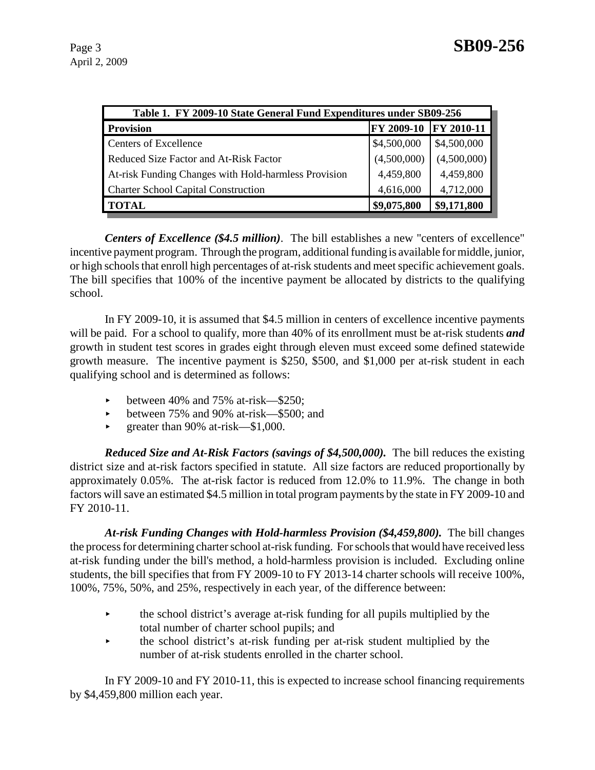| Table 1. FY 2009-10 State General Fund Expenditures under SB09-256 | | |
|---|---|---|
| **Provision** | **FY 2009-10** | **FY 2010-11** |
| Centers of Excellence | $4,500,000 | $4,500,000 |
| Reduced Size Factor and At-Risk Factor | (4,500,000) | (4,500,000) |
| At-risk Funding Changes with Hold-harmless Provision | 4,459,800 | 4,459,800 |
| Charter School Capital Construction | 4,616,000 | 4,712,000 |
| **TOTAL** | **$9,075,800** | **$9,171,800** |

***Centers of Excellence ($4.5 million)***. The bill establishes a new "centers of excellence" incentive payment program. Through the program, additional funding is available for middle, junior, or high schools that enroll high percentages of at-risk students and meet specific achievement goals. The bill specifies that 100% of the incentive payment be allocated by districts to the qualifying school.

In FY 2009-10, it is assumed that $4.5 million in centers of excellence incentive payments will be paid. For a school to qualify, more than 40% of its enrollment must be at-risk students ***and*** growth in student test scores in grades eight through eleven must exceed some defined statewide growth measure. The incentive payment is $250, $500, and $1,000 per at-risk student in each qualifying school and is determined as follows:

- between 40% and 75% at-risk—$250;
- between 75% and 90% at-risk—$500; and
- greater than 90% at-risk—$1,000.

***Reduced Size and At-Risk Factors (savings of $4,500,000).*** The bill reduces the existing district size and at-risk factors specified in statute. All size factors are reduced proportionally by approximately 0.05%. The at-risk factor is reduced from 12.0% to 11.9%. The change in both factors will save an estimated $4.5 million in total program payments by the state in FY 2009-10 and FY 2010-11.

***At-risk Funding Changes with Hold-harmless Provision ($4,459,800).*** The bill changes the process for determining charter school at-risk funding. For schools that would have received less at-risk funding under the bill's method, a hold-harmless provision is included. Excluding online students, the bill specifies that from FY 2009-10 to FY 2013-14 charter schools will receive 100%, 100%, 75%, 50%, and 25%, respectively in each year, of the difference between:

- the school district's average at-risk funding for all pupils multiplied by the total number of charter school pupils; and
- the school district's at-risk funding per at-risk student multiplied by the number of at-risk students enrolled in the charter school.

In FY 2009-10 and FY 2010-11, this is expected to increase school financing requirements by $4,459,800 million each year.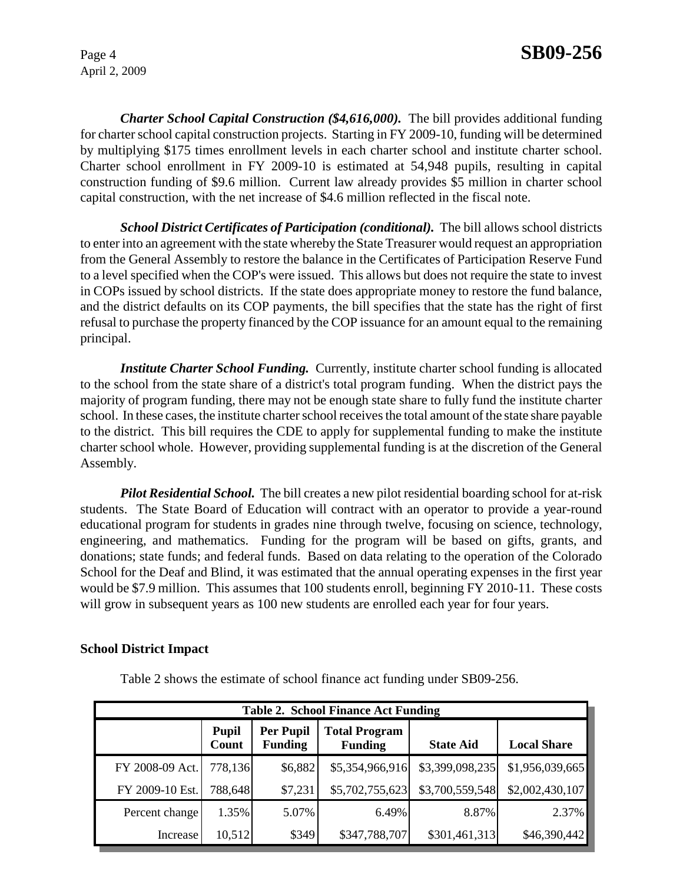***Charter School Capital Construction ($4,616,000).*** The bill provides additional funding for charter school capital construction projects. Starting in FY 2009-10, funding will be determined by multiplying $175 times enrollment levels in each charter school and institute charter school. Charter school enrollment in FY 2009-10 is estimated at 54,948 pupils, resulting in capital construction funding of $9.6 million. Current law already provides $5 million in charter school capital construction, with the net increase of $4.6 million reflected in the fiscal note.

***School District Certificates of Participation (conditional).*** The bill allows school districts to enter into an agreement with the state whereby the State Treasurer would request an appropriation from the General Assembly to restore the balance in the Certificates of Participation Reserve Fund to a level specified when the COP's were issued. This allows but does not require the state to invest in COPs issued by school districts. If the state does appropriate money to restore the fund balance, and the district defaults on its COP payments, the bill specifies that the state has the right of first refusal to purchase the property financed by the COP issuance for an amount equal to the remaining principal.

***Institute Charter School Funding.*** Currently, institute charter school funding is allocated to the school from the state share of a district's total program funding. When the district pays the majority of program funding, there may not be enough state share to fully fund the institute charter school. In these cases, the institute charter school receives the total amount of the state share payable to the district. This bill requires the CDE to apply for supplemental funding to make the institute charter school whole. However, providing supplemental funding is at the discretion of the General Assembly.

***Pilot Residential School.*** The bill creates a new pilot residential boarding school for at-risk students. The State Board of Education will contract with an operator to provide a year-round educational program for students in grades nine through twelve, focusing on science, technology, engineering, and mathematics. Funding for the program will be based on gifts, grants, and donations; state funds; and federal funds. Based on data relating to the operation of the Colorado School for the Deaf and Blind, it was estimated that the annual operating expenses in the first year would be $7.9 million. This assumes that 100 students enroll, beginning FY 2010-11. These costs will grow in subsequent years as 100 new students are enrolled each year for four years.

**School District Impact**

Table 2 shows the estimate of school finance act funding under SB09-256.

**Table 2. School Finance Act Funding**

| | Pupil Count | Per Pupil Funding | Total Program Funding | State Aid | Local Share |
|---|---|---|---|---|---|
| FY 2008-09 Act. | 778,136 | $6,882 | $5,354,966,916 | $3,399,098,235 | $1,956,039,665 |
| FY 2009-10 Est. | 788,648 | $7,231 | $5,702,755,623 | $3,700,559,548 | $2,002,430,107 |
| Percent change | 1.35% | 5.07% | 6.49% | 8.87% | 2.37% |
| Increase | 10,512 | $349 | $347,788,707 | $301,461,313 | $46,390,442 |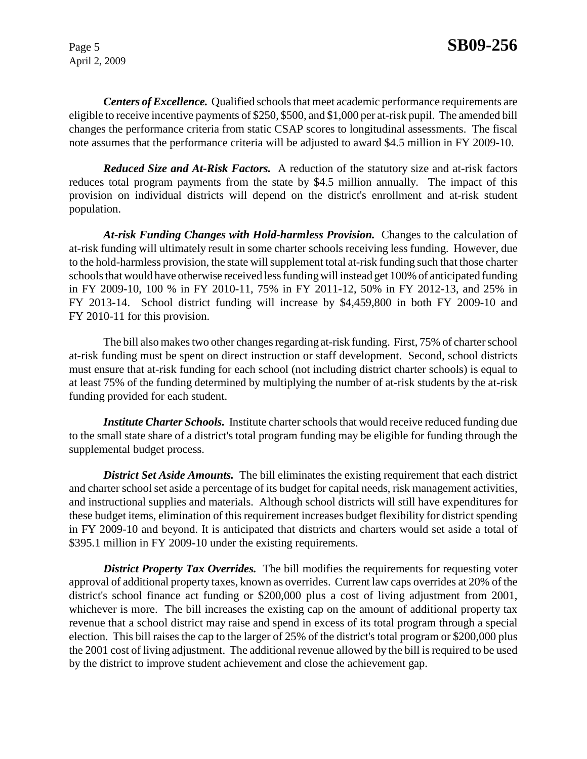***Centers of Excellence.*** Qualified schools that meet academic performance requirements are eligible to receive incentive payments of $250, $500, and $1,000 per at-risk pupil. The amended bill changes the performance criteria from static CSAP scores to longitudinal assessments. The fiscal note assumes that the performance criteria will be adjusted to award $4.5 million in FY 2009-10.

***Reduced Size and At-Risk Factors.*** A reduction of the statutory size and at-risk factors reduces total program payments from the state by $4.5 million annually. The impact of this provision on individual districts will depend on the district's enrollment and at-risk student population.

***At-risk Funding Changes with Hold-harmless Provision.*** Changes to the calculation of at-risk funding will ultimately result in some charter schools receiving less funding. However, due to the hold-harmless provision, the state will supplement total at-risk funding such that those charter schools that would have otherwise received less funding will instead get 100% of anticipated funding in FY 2009-10, 100 % in FY 2010-11, 75% in FY 2011-12, 50% in FY 2012-13, and 25% in FY 2013-14. School district funding will increase by $4,459,800 in both FY 2009-10 and FY 2010-11 for this provision.

The bill also makes two other changes regarding at-risk funding. First, 75% of charter school at-risk funding must be spent on direct instruction or staff development. Second, school districts must ensure that at-risk funding for each school (not including district charter schools) is equal to at least 75% of the funding determined by multiplying the number of at-risk students by the at-risk funding provided for each student.

***Institute Charter Schools.*** Institute charter schools that would receive reduced funding due to the small state share of a district's total program funding may be eligible for funding through the supplemental budget process.

***District Set Aside Amounts.*** The bill eliminates the existing requirement that each district and charter school set aside a percentage of its budget for capital needs, risk management activities, and instructional supplies and materials. Although school districts will still have expenditures for these budget items, elimination of this requirement increases budget flexibility for district spending in FY 2009-10 and beyond. It is anticipated that districts and charters would set aside a total of $395.1 million in FY 2009-10 under the existing requirements.

***District Property Tax Overrides.*** The bill modifies the requirements for requesting voter approval of additional property taxes, known as overrides. Current law caps overrides at 20% of the district's school finance act funding or $200,000 plus a cost of living adjustment from 2001, whichever is more. The bill increases the existing cap on the amount of additional property tax revenue that a school district may raise and spend in excess of its total program through a special election. This bill raises the cap to the larger of 25% of the district's total program or $200,000 plus the 2001 cost of living adjustment. The additional revenue allowed by the bill is required to be used by the district to improve student achievement and close the achievement gap.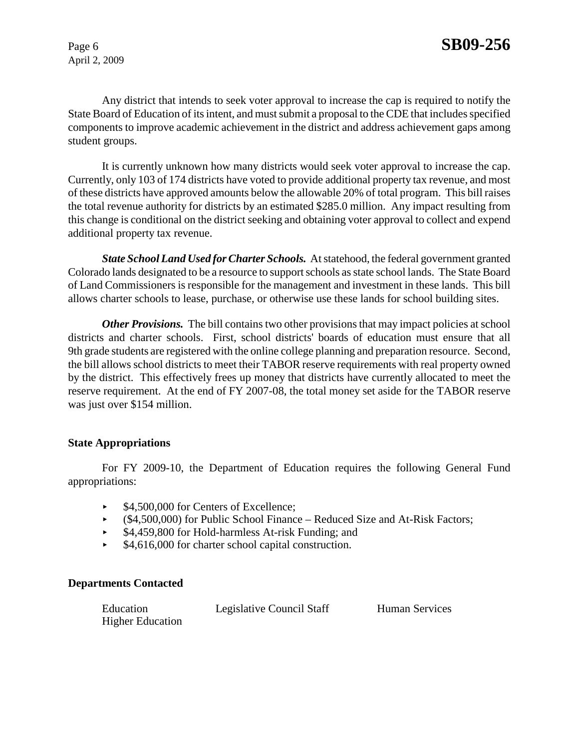Any district that intends to seek voter approval to increase the cap is required to notify the State Board of Education of its intent, and must submit a proposal to the CDE that includes specified components to improve academic achievement in the district and address achievement gaps among student groups.

It is currently unknown how many districts would seek voter approval to increase the cap. Currently, only 103 of 174 districts have voted to provide additional property tax revenue, and most of these districts have approved amounts below the allowable 20% of total program. This bill raises the total revenue authority for districts by an estimated $285.0 million. Any impact resulting from this change is conditional on the district seeking and obtaining voter approval to collect and expend additional property tax revenue.

***State School Land Used for Charter Schools.*** At statehood, the federal government granted Colorado lands designated to be a resource to support schools as state school lands. The State Board of Land Commissioners is responsible for the management and investment in these lands. This bill allows charter schools to lease, purchase, or otherwise use these lands for school building sites.

***Other Provisions.*** The bill contains two other provisions that may impact policies at school districts and charter schools. First, school districts' boards of education must ensure that all 9th grade students are registered with the online college planning and preparation resource. Second, the bill allows school districts to meet their TABOR reserve requirements with real property owned by the district. This effectively frees up money that districts have currently allocated to meet the reserve requirement. At the end of FY 2007-08, the total money set aside for the TABOR reserve was just over $154 million.

## State Appropriations

For FY 2009-10, the Department of Education requires the following General Fund appropriations:

- $4,500,000 for Centers of Excellence;
- ($4,500,000) for Public School Finance – Reduced Size and At-Risk Factors;
- $4,459,800 for Hold-harmless At-risk Funding; and
- $4,616,000 for charter school capital construction.

## Departments Contacted

Education
Legislative Council Staff
Human Services
Higher Education